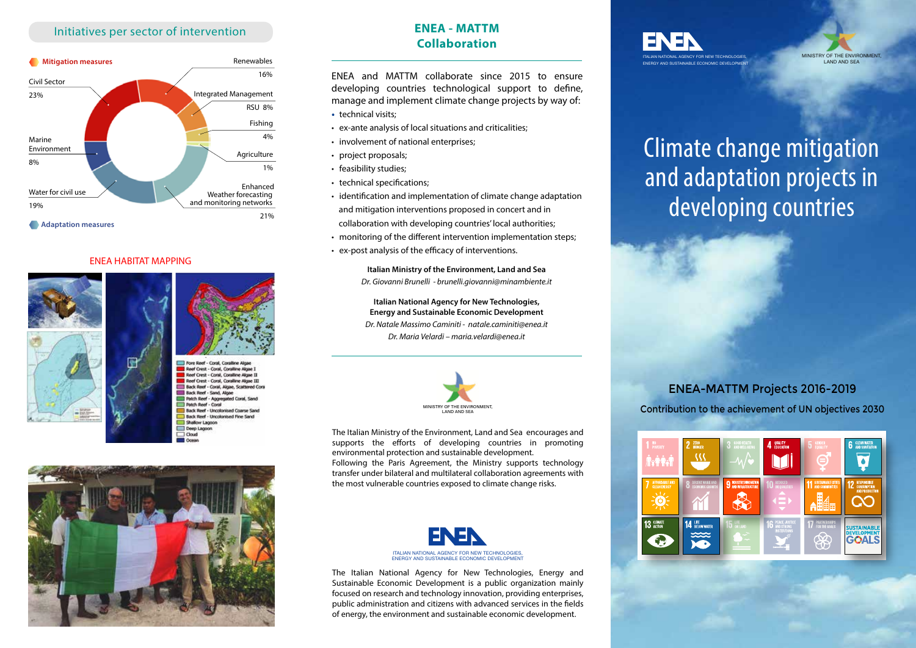## Initiatives per sector of intervention

**Mitigation measures**

- Renewables 16%
- Integrated Management RSU 8%
- Fishing 4%
- Agriculture 1%
- Enhanced Weather forecasting and monitoring networks 21%
- Water for civil use 19%
- Marine Environment 8%
- Civil Sector 23%

**Adaptation measures**

### ENEA HABITAT MAPPING

- Fore Reef - Coral, Coralline Algae
- Reef Crest - Coral, Coralline Algae I
- Reef Crest - Coral, Coralline Algae II
- Reef Crest - Coral, Coralline Algae III
- Back Reef - Coral, Algae, Scattered Coral
- Back Reef - Sand, Algae
- Patch Reef - Aggregated Coral, Sand
- Patch Reef - Coral
- Back Reef - Uncolonised Coarse Sand
- Back Reef - Uncolonised Fine Sand
- Shallow Lagoon
- Deep Lagoon
- Cloud
- Ocean

## ENEA - MATTM Collaboration

ENEA and MATTM collaborate since 2015 to ensure developing countries technological support to define, manage and implement climate change projects by way of:

- technical visits;
- ex-ante analysis of local situations and criticalities;
- involvement of national enterprises;
- project proposals;
- feasibility studies;
- technical specifications;
- identification and implementation of climate change adaptation and mitigation interventions proposed in concert and in collaboration with developing countries' local authorities;
- monitoring of the different intervention implementation steps;
- ex-post analysis of the efficacy of interventions.

**Italian Ministry of the Environment, Land and Sea**
*Dr. Giovanni Brunelli - brunelli.giovanni@minambiente.it*

**Italian National Agency for New Technologies, Energy and Sustainable Economic Development**
*Dr. Natale Massimo Caminiti - natale.caminiti@enea.it*
*Dr. Maria Velardi – maria.velardi@enea.it*

MINISTRY OF THE ENVIRONMENT, LAND AND SEA

The Italian Ministry of the Environment, Land and Sea encourages and supports the efforts of developing countries in promoting environmental protection and sustainable development.
Following the Paris Agreement, the Ministry supports technology transfer under bilateral and multilateral collaboration agreements with the most vulnerable countries exposed to climate change risks.

ENEA
ITALIAN NATIONAL AGENCY FOR NEW TECHNOLOGIES, ENERGY AND SUSTAINABLE ECONOMIC DEVELOPMENT

The Italian National Agency for New Technologies, Energy and Sustainable Economic Development is a public organization mainly focused on research and technology innovation, providing enterprises, public administration and citizens with advanced services in the fields of energy, the environment and sustainable economic development.

ENEA
ITALIAN NATIONAL AGENCY FOR NEW TECHNOLOGIES, ENERGY AND SUSTAINABLE ECONOMIC DEVELOPMENT

MINISTRY OF THE ENVIRONMENT, LAND AND SEA

# Climate change mitigation and adaptation projects in developing countries

## ENEA-MATTM Projects 2016-2019

Contribution to the achievement of UN objectives 2030

1 NO POVERTY · 2 ZERO HUNGER · 3 GOOD HEALTH AND WELL-BEING · 4 QUALITY EDUCATION · 5 GENDER EQUALITY · 6 CLEAN WATER AND SANITATION · 7 AFFORDABLE AND CLEAN ENERGY · 8 DECENT WORK AND ECONOMIC GROWTH · 9 INDUSTRY, INNOVATION AND INFRASTRUCTURE · 10 REDUCED INEQUALITIES · 11 SUSTAINABLE CITIES AND COMMUNITIES · 12 RESPONSIBLE CONSUMPTION AND PRODUCTION · 13 CLIMATE ACTION · 14 LIFE BELOW WATER · 15 LIFE ON LAND · 16 PEACE, JUSTICE AND STRONG INSTITUTIONS · 17 PARTNERSHIPS FOR THE GOALS · SUSTAINABLE DEVELOPMENT GOALS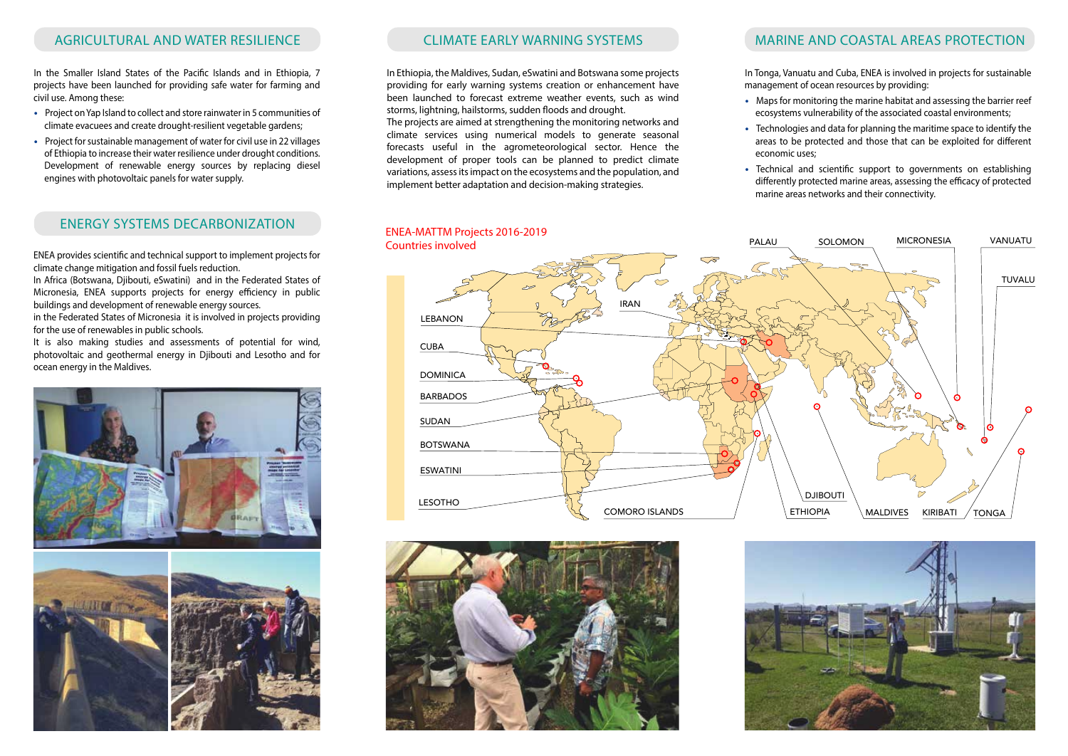## AGRICULTURAL AND WATER RESILIENCE

In the Smaller Island States of the Pacific Islands and in Ethiopia, 7 projects have been launched for providing safe water for farming and civil use. Among these:

- Project on Yap Island to collect and store rainwater in 5 communities of climate evacuees and create drought-resilient vegetable gardens;
- Project for sustainable management of water for civil use in 22 villages of Ethiopia to increase their water resilience under drought conditions. Development of renewable energy sources by replacing diesel engines with photovoltaic panels for water supply.

## ENERGY SYSTEMS DECARBONIZATION

ENEA provides scientific and technical support to implement projects for climate change mitigation and fossil fuels reduction.
In Africa (Botswana, Djibouti, eSwatini) and in the Federated States of Micronesia, ENEA supports projects for energy efficiency in public buildings and development of renewable energy sources.
in the Federated States of Micronesia it is involved in projects providing for the use of renewables in public schools.
It is also making studies and assessments of potential for wind, photovoltaic and geothermal energy in Djibouti and Lesotho and for ocean energy in the Maldives.

## CLIMATE EARLY WARNING SYSTEMS

In Ethiopia, the Maldives, Sudan, eSwatini and Botswana some projects providing for early warning systems creation or enhancement have been launched to forecast extreme weather events, such as wind storms, lightning, hailstorms, sudden floods and drought.
The projects are aimed at strengthening the monitoring networks and climate services using numerical models to generate seasonal forecasts useful in the agrometeorological sector. Hence the development of proper tools can be planned to predict climate variations, assess its impact on the ecosystems and the population, and implement better adaptation and decision-making strategies.

ENEA-MATTM Projects 2016-2019
Countries involved

LEBANON
CUBA
DOMINICA
BARBADOS
SUDAN
BOTSWANA
ESWATINI
LESOTHO
COMORO ISLANDS
IRAN
PALAU
SOLOMON
MICRONESIA
VANUATU
TUVALU
DJIBOUTI
ETHIOPIA
MALDIVES
KIRIBATI
TONGA

## MARINE AND COASTAL AREAS PROTECTION

In Tonga, Vanuatu and Cuba, ENEA is involved in projects for sustainable management of ocean resources by providing:

- Maps for monitoring the marine habitat and assessing the barrier reef ecosystems vulnerability of the associated coastal environments;
- Technologies and data for planning the maritime space to identify the areas to be protected and those that can be exploited for different economic uses;
- Technical and scientific support to governments on establishing differently protected marine areas, assessing the efficacy of protected marine areas networks and their connectivity.